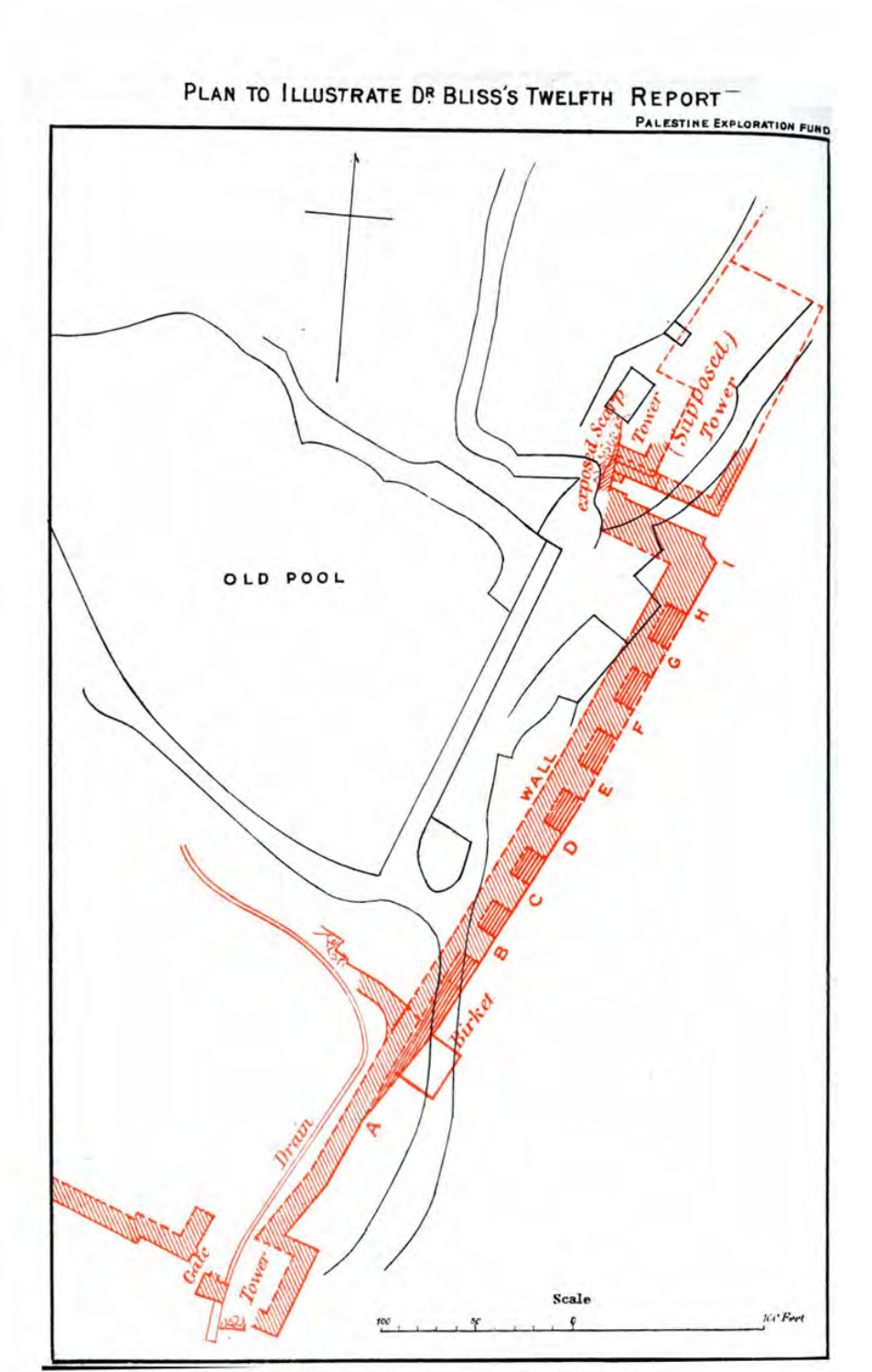# PLAN TO ILLUSTRATE DR BLISS'S TWELFTH REPORT

PALESTINE EXPLORATION FUND

OLD POOL

WALL

A B C D E F G H I

Birket

Drain

Gate

Tower

exposed Scarp

Tower

(Supposed) Tower

Scale

100 50 0 100 Feet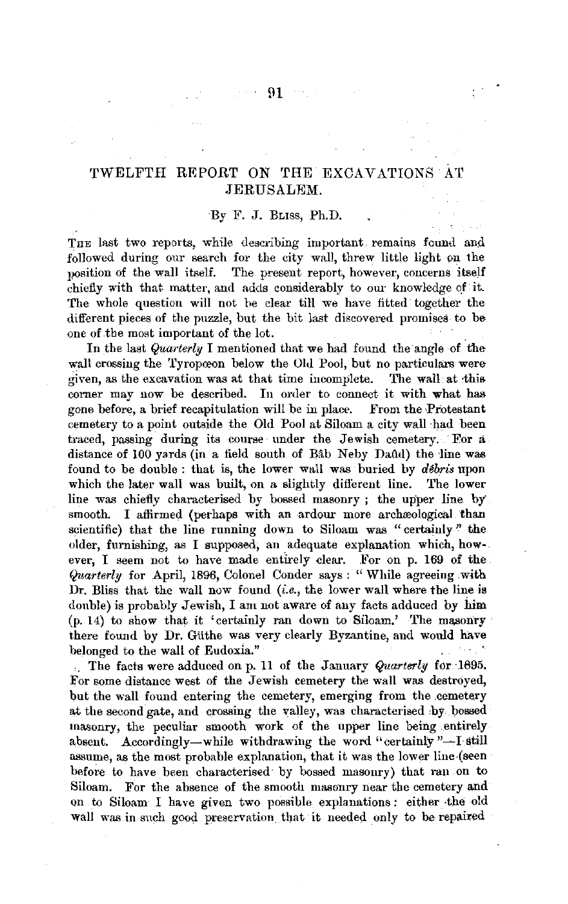## TWELFTH REPORT ON THE EXCAVATIONS AT JERUSALEM.

By F. J. Bliss, Ph.D.

The last two reports, while describing important remains found and followed during our search for the city wall, threw little light on the position of the wall itself. The present report, however, concerns itself chiefly with that matter, and adds considerably to our knowledge of it. The whole question will not be clear till we have fitted together the different pieces of the puzzle, but the bit last discovered promises to be one of the most important of the lot.

In the last *Quarterly* I mentioned that we had found the angle of the wall crossing the Tyropœon below the Old Pool, but no particulars were given, as the excavation was at that time incomplete. The wall at this corner may now be described. In order to connect it with what has gone before, a brief recapitulation will be in place. From the Protestant cemetery to a point outside the Old Pool at Siloam a city wall had been traced, passing during its course under the Jewish cemetery. For a distance of 100 yards (in a field south of Bâb Neby Daûd) the line was found to be double: that is, the lower wall was buried by *débris* upon which the later wall was built, on a slightly different line. The lower line was chiefly characterised by bossed masonry; the upper line by smooth. I affirmed (perhaps with an ardour more archæological than scientific) that the line running down to Siloam was "certainly" the older, furnishing, as I supposed, an adequate explanation which, however, I seem not to have made entirely clear. For on p. 169 of the *Quarterly* for April, 1896, Colonel Conder says: "While agreeing with Dr. Bliss that the wall now found (*i.e.*, the lower wall where the line is double) is probably Jewish, I am not aware of any facts adduced by him (p. 14) to show that it 'certainly ran down to Siloam.' The masonry there found by Dr. Güthe was very clearly Byzantine, and would have belonged to the wall of Eudoxia."

The facts were adduced on p. 11 of the January *Quarterly* for 1895. For some distance west of the Jewish cemetery the wall was destroyed, but the wall found entering the cemetery, emerging from the cemetery at the second gate, and crossing the valley, was characterised by bossed masonry, the peculiar smooth work of the upper line being entirely absent. Accordingly—while withdrawing the word "certainly"—I still assume, as the most probable explanation, that it was the lower line (seen before to have been characterised by bossed masonry) that ran on to Siloam. For the absence of the smooth masonry near the cemetery and on to Siloam I have given two possible explanations: either the old wall was in such good preservation that it needed only to be repaired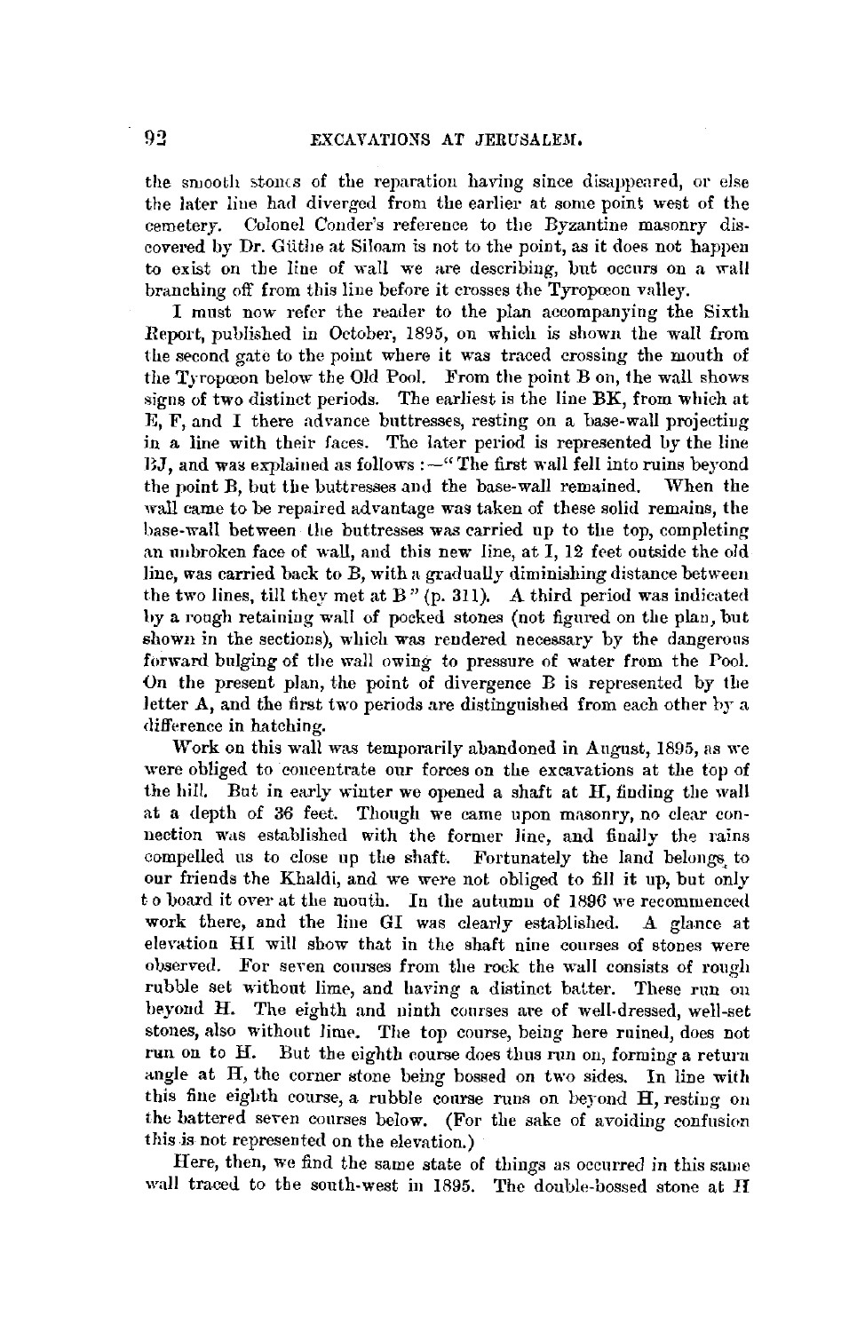the smooth stones of the reparation having since disappeared, or else the later line had diverged from the earlier at some point west of the cemetery. Colonel Conder's reference to the Byzantine masonry discovered by Dr. Güthe at Siloam is not to the point, as it does not happen to exist on the line of wall we are describing, but occurs on a wall branching off from this line before it crosses the Tyropœon valley.

I must now refer the reader to the plan accompanying the Sixth Report, published in October, 1895, on which is shown the wall from the second gate to the point where it was traced crossing the mouth of the Tyropœon below the Old Pool. From the point B on, the wall shows signs of two distinct periods. The earliest is the line BK, from which at E, F, and I there advance buttresses, resting on a base-wall projecting in a line with their faces. The later period is represented by the line BJ, and was explained as follows :—"The first wall fell into ruins beyond the point B, but the buttresses and the base-wall remained. When the wall came to be repaired advantage was taken of these solid remains, the base-wall between the buttresses was carried up to the top, completing an unbroken face of wall, and this new line, at I, 12 feet outside the old line, was carried back to B, with a gradually diminishing distance between the two lines, till they met at B" (p. 311). A third period was indicated by a rough retaining wall of pocked stones (not figured on the plan, but shown in the sections), which was rendered necessary by the dangerous forward bulging of the wall owing to pressure of water from the Pool. On the present plan, the point of divergence B is represented by the letter A, and the first two periods are distinguished from each other by a difference in hatching.

Work on this wall was temporarily abandoned in August, 1895, as we were obliged to concentrate our forces on the excavations at the top of the hill. But in early winter we opened a shaft at H, finding the wall at a depth of 36 feet. Though we came upon masonry, no clear connection was established with the former line, and finally the rains compelled us to close up the shaft. Fortunately the land belongs to our friends the Khaldi, and we were not obliged to fill it up, but only to board it over at the mouth. In the autumn of 1896 we recommenced work there, and the line GI was clearly established. A glance at elevation HI will show that in the shaft nine courses of stones were observed. For seven courses from the rock the wall consists of rough rubble set without lime, and having a distinct batter. These run on beyond H. The eighth and ninth courses are of well-dressed, well-set stones, also without lime. The top course, being here ruined, does not run on to H. But the eighth course does thus run on, forming a return angle at H, the corner stone being bossed on two sides. In line with this fine eighth course, a rubble course runs on beyond H, resting on the battered seven courses below. (For the sake of avoiding confusion this is not represented on the elevation.)

Here, then, we find the same state of things as occurred in this same wall traced to the south-west in 1895. The double-bossed stone at H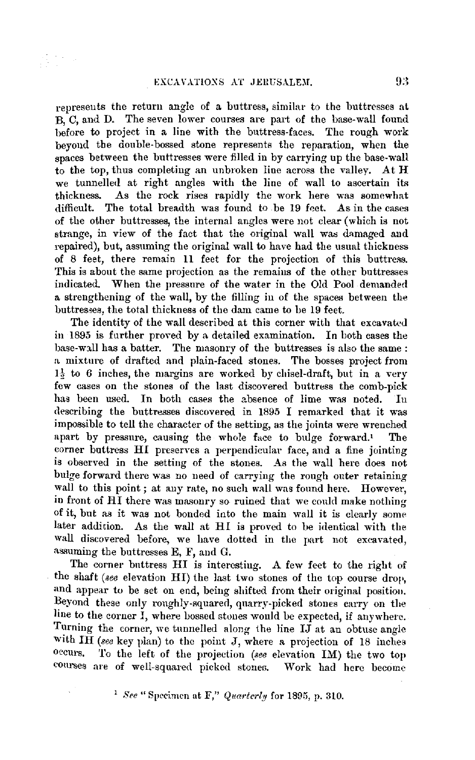represents the return angle of a buttress, similar to the buttresses at B, C, and D. The seven lower courses are part of the base-wall found before to project in a line with the buttress-faces. The rough work beyond the double-bossed stone represents the reparation, when the spaces between the buttresses were filled in by carrying up the base-wall to the top, thus completing an unbroken line across the valley. At H we tunnelled at right angles with the line of wall to ascertain its thickness. As the rock rises rapidly the work here was somewhat difficult. The total breadth was found to be 19 feet. As in the cases of the other buttresses, the internal angles were not clear (which is not strange, in view of the fact that the original wall was damaged and repaired), but, assuming the original wall to have had the usual thickness of 8 feet, there remain 11 feet for the projection of this buttress. This is about the same projection as the remains of the other buttresses indicated. When the pressure of the water in the Old Pool demanded a strengthening of the wall, by the filling in of the spaces between the buttresses, the total thickness of the dam came to be 19 feet.

The identity of the wall described at this corner with that excavated in 1895 is further proved by a detailed examination. In both cases the base-wall has a batter. The masonry of the buttresses is also the same: a mixture of drafted and plain-faced stones. The bosses project from $1\frac{1}{2}$ to 6 inches, the margins are worked by chisel-draft, but in a very few cases on the stones of the last discovered buttress the comb-pick has been used. In both cases the absence of lime was noted. In describing the buttresses discovered in 1895 I remarked that it was impossible to tell the character of the setting, as the joints were wrenched apart by pressure, causing the whole face to bulge forward.[1] The corner buttress HI preserves a perpendicular face, and a fine jointing is observed in the setting of the stones. As the wall here does not bulge forward there was no need of carrying the rough outer retaining wall to this point; at any rate, no such wall was found here. However, in front of HI there was masonry so ruined that we could make nothing of it, but as it was not bonded into the main wall it is clearly some later addition. As the wall at HI is proved to be identical with the wall discovered before, we have dotted in the part not excavated, assuming the buttresses E, F, and G.

The corner buttress HI is interesting. A few feet to the right of the shaft (*see* elevation HI) the last two stones of the top course drop, and appear to be set on end, being shifted from their original position. Beyond these only roughly-squared, quarry-picked stones carry on the line to the corner I, where bossed stones would be expected, if anywhere. Turning the corner, we tunnelled along the line IJ at an obtuse angle with IH (*see* key plan) to the point J, where a projection of 18 inches occurs. To the left of the projection (*see* elevation IM) the two top courses are of well-squared picked stones. Work had here become

[1] *See* "Specimen at F," *Quarterly* for 1895, p. 310.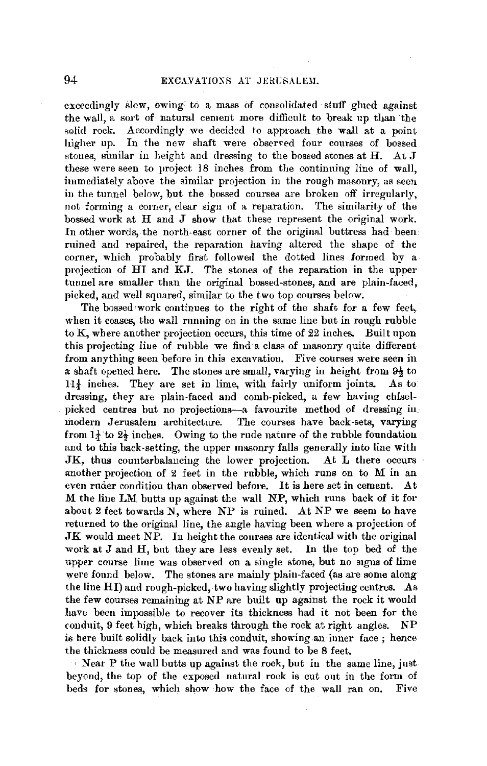exceedingly slow, owing to a mass of consolidated stuff glued against the wall, a sort of natural cement more difficult to break up than the solid rock. Accordingly we decided to approach the wall at a point higher up. In the new shaft were observed four courses of bossed stones, similar in height and dressing to the bossed stones at H. At J these were seen to project 18 inches from the continuing line of wall, immediately above the similar projection in the rough masonry, as seen in the tunnel below, but the bossed courses are broken off irregularly, not forming a corner, clear sign of a reparation. The similarity of the bossed work at H and J show that these represent the original work. In other words, the north-east corner of the original buttress had been ruined and repaired, the reparation having altered the shape of the corner, which probably first followed the dotted lines formed by a projection of HI and KJ. The stones of the reparation in the upper tunnel are smaller than the original bossed-stones, and are plain-faced, picked, and well squared, similar to the two top courses below.

The bossed work continues to the right of the shaft for a few feet, when it ceases, the wall running on in the same line but in rough rubble to K, where another projection occurs, this time of 22 inches. Built upon this projecting line of rubble we find a class of masonry quite different from anything seen before in this excavation. Five courses were seen in a shaft opened here. The stones are small, varying in height from 9½ to 11¼ inches. They are set in lime, with fairly uniform joints. As to dressing, they are plain-faced and comb-picked, a few having chisel-picked centres but no projections—a favourite method of dressing in modern Jerusalem architecture. The courses have back-sets, varying from 1½ to 2½ inches. Owing to the rude nature of the rubble foundation and to this back-setting, the upper masonry falls generally into line with JK, thus counterbalancing the lower projection. At L there occurs another projection of 2 feet in the rubble, which runs on to M in an even ruder condition than observed before. It is here set in cement. At M the line LM butts up against the wall NP, which runs back of it for about 2 feet towards N, where NP is ruined. At NP we seem to have returned to the original line, the angle having been where a projection of JK would meet NP. In height the courses are identical with the original work at J and H, but they are less evenly set. In the top bed of the upper course lime was observed on a single stone, but no signs of lime were found below. The stones are mainly plain-faced (as are some along the line HI) and rough-picked, two having slightly projecting centres. As the few courses remaining at NP are built up against the rock it would have been impossible to recover its thickness had it not been for the conduit, 9 feet high, which breaks through the rock at right angles. NP is here built solidly back into this conduit, showing an inner face; hence the thickness could be measured and was found to be 8 feet.

Near P the wall butts up against the rock, but in the same line, just beyond, the top of the exposed natural rock is cut out in the form of beds for stones, which show how the face of the wall ran on. Five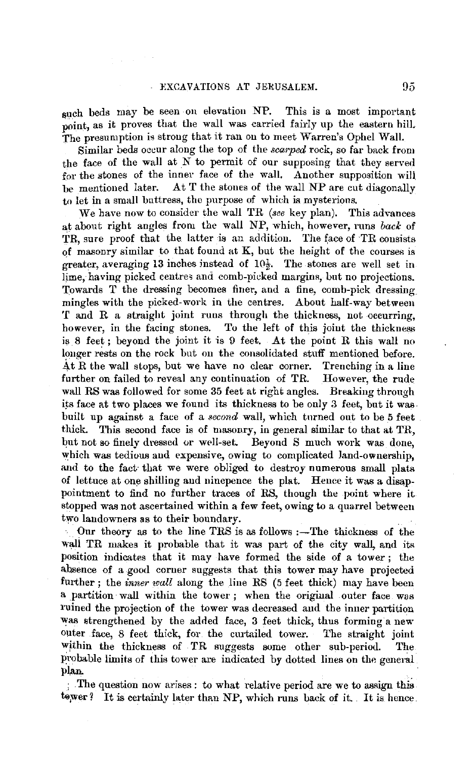such beds may be seen on elevation NP. This is a most important point, as it proves that the wall was carried fairly up the eastern hill. The presumption is strong that it ran on to meet Warren's Ophel Wall.

Similar beds occur along the top of the *scarped* rock, so far back from the face of the wall at N to permit of our supposing that they served for the stones of the inner face of the wall. Another supposition will be mentioned later. At T the stones of the wall NP are cut diagonally to let in a small buttress, the purpose of which is mysterious.

We have now to consider the wall TR (*see* key plan). This advances at about right angles from the wall NP, which, however, runs *back* of TR, sure proof that the latter is an addition. The face of TR consists of masonry similar to that found at K, but the height of the courses is greater, averaging 13 inches instead of $10\frac{1}{2}$. The stones are well set in lime, having picked centres and comb-picked margins, but no projections. Towards T the dressing becomes finer, and a fine, comb-pick dressing mingles with the picked-work in the centres. About half-way between T and R a straight joint runs through the thickness, not occurring, however, in the facing stones. To the left of this joint the thickness is 8 feet; beyond the joint it is 9 feet. At the point R this wall no longer rests on the rock but on the consolidated stuff mentioned before. At R the wall stops, but we have no clear corner. Trenching in a line further on failed to reveal any continuation of TR. However, the rude wall RS was followed for some 35 feet at right angles. Breaking through its face at two places we found its thickness to be only 3 feet, but it was built up against a face of a *second* wall, which turned out to be 5 feet thick. This second face is of masonry, in general similar to that at TR, but not so finely dressed or well-set. Beyond S much work was done, which was tedious and expensive, owing to complicated land-ownership, and to the fact that we were obliged to destroy numerous small plats of lettuce at one shilling and ninepence the plat. Hence it was a disappointment to find no further traces of RS, though the point where it stopped was not ascertained within a few feet, owing to a quarrel between two landowners as to their boundary.

Our theory as to the line TRS is as follows :—The thickness of the wall TR makes it probable that it was part of the city wall, and its position indicates that it may have formed the side of a tower; the absence of a good corner suggests that this tower may have projected further; the *inner wall* along the line RS (5 feet thick) may have been a partition wall within the tower; when the original outer face was ruined the projection of the tower was decreased and the inner partition was strengthened by the added face, 3 feet thick, thus forming a new outer face, 8 feet thick, for the curtailed tower. The straight joint within the thickness of TR suggests some other sub-period. The probable limits of this tower are indicated by dotted lines on the general plan.

The question now arises: to what relative period are we to assign this tower? It is certainly later than NP, which runs back of it. It is hence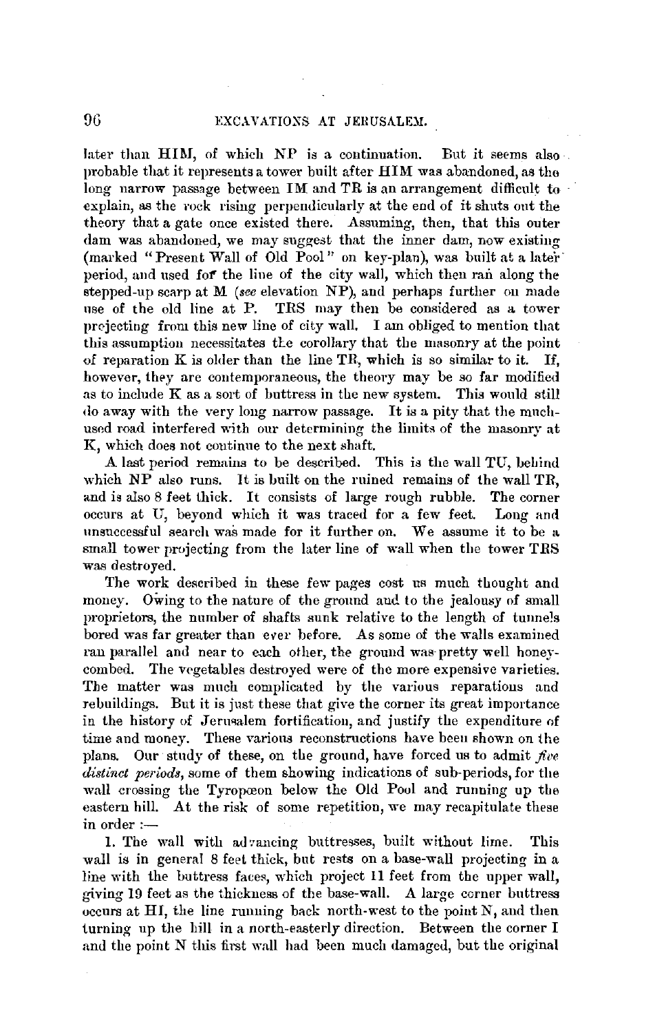later than HIM, of which NP is a continuation. But it seems also probable that it represents a tower built after HIM was abandoned, as the long narrow passage between IM and TR is an arrangement difficult to explain, as the rock rising perpendicularly at the end of it shuts out the theory that a gate once existed there. Assuming, then, that this outer dam was abandoned, we may suggest that the inner dam, now existing (marked "Present Wall of Old Pool" on key-plan), was built at a later period, and used for the line of the city wall, which then ran along the stepped-up scarp at M (*see* elevation NP), and perhaps further on made use of the old line at P. TRS may then be considered as a tower projecting from this new line of city wall. I am obliged to mention that this assumption necessitates the corollary that the masonry at the point of reparation K is older than the line TR, which is so similar to it. If, however, they are contemporaneous, the theory may be so far modified as to include K as a sort of buttress in the new system. This would still do away with the very long narrow passage. It is a pity that the much-used road interfered with our determining the limits of the masonry at K, which does not continue to the next shaft.

A last period remains to be described. This is the wall TU, behind which NP also runs. It is built on the ruined remains of the wall TR, and is also 8 feet thick. It consists of large rough rubble. The corner occurs at U, beyond which it was traced for a few feet. Long and unsuccessful search was made for it further on. We assume it to be a small tower projecting from the later line of wall when the tower TRS was destroyed.

The work described in these few pages cost us much thought and money. Owing to the nature of the ground and to the jealousy of small proprietors, the number of shafts sunk relative to the length of tunnels bored was far greater than ever before. As some of the walls examined ran parallel and near to each other, the ground was pretty well honey-combed. The vegetables destroyed were of the more expensive varieties. The matter was much complicated by the various reparations and rebuildings. But it is just these that give the corner its great importance in the history of Jerusalem fortification, and justify the expenditure of time and money. These various reconstructions have been shown on the plans. Our study of these, on the ground, have forced us to admit *five distinct periods*, some of them showing indications of sub-periods, for the wall crossing the Tyropœon below the Old Pool and running up the eastern hill. At the risk of some repetition, we may recapitulate these in order :—

1. The wall with advancing buttresses, built without lime. This wall is in general 8 feet thick, but rests on a base-wall projecting in a line with the buttress faces, which project 11 feet from the upper wall, giving 19 feet as the thickness of the base-wall. A large corner buttress occurs at HI, the line running back north-west to the point N, and then turning up the hill in a north-easterly direction. Between the corner I and the point N this first wall had been much damaged, but the original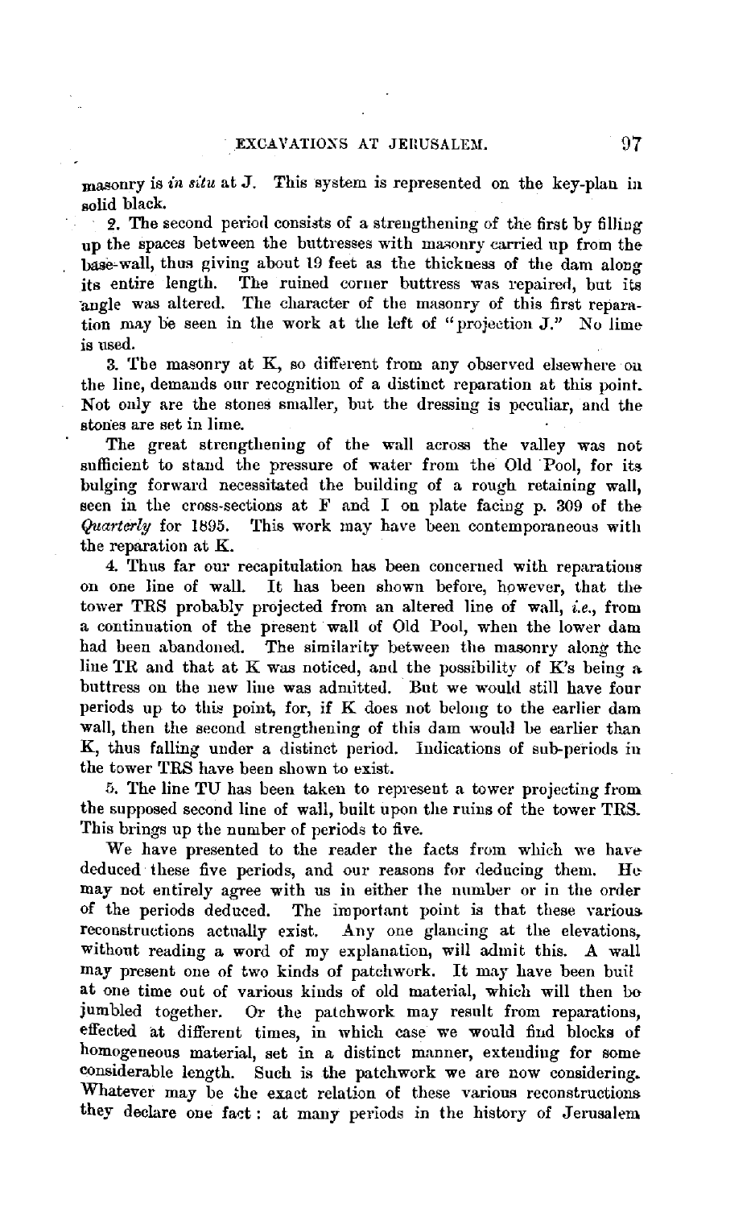masonry is *in situ* at J. This system is represented on the key-plan in solid black.

2. The second period consists of a strengthening of the first by filling up the spaces between the buttresses with masonry carried up from the base-wall, thus giving about 19 feet as the thickness of the dam along its entire length. The ruined corner buttress was repaired, but its angle was altered. The character of the masonry of this first reparation may be seen in the work at the left of "projection J." No lime is used.

3. The masonry at K, so different from any observed elsewhere on the line, demands our recognition of a distinct reparation at this point. Not only are the stones smaller, but the dressing is peculiar, and the stones are set in lime.

The great strengthening of the wall across the valley was not sufficient to stand the pressure of water from the Old Pool, for its bulging forward necessitated the building of a rough retaining wall, seen in the cross-sections at F and I on plate facing p. 309 of the *Quarterly* for 1895. This work may have been contemporaneous with the reparation at K.

4. Thus far our recapitulation has been concerned with reparations on one line of wall. It has been shown before, however, that the tower TRS probably projected from an altered line of wall, *i.e.*, from a continuation of the present wall of Old Pool, when the lower dam had been abandoned. The similarity between the masonry along the line TR and that at K was noticed, and the possibility of K's being a buttress on the new line was admitted. But we would still have four periods up to this point, for, if K does not belong to the earlier dam wall, then the second strengthening of this dam would be earlier than K, thus falling under a distinct period. Indications of sub-periods in the tower TRS have been shown to exist.

5. The line TU has been taken to represent a tower projecting from the supposed second line of wall, built upon the ruins of the tower TRS. This brings up the number of periods to five.

We have presented to the reader the facts from which we have deduced these five periods, and our reasons for deducing them. He may not entirely agree with us in either the number or in the order of the periods deduced. The important point is that these various reconstructions actually exist. Any one glancing at the elevations, without reading a word of my explanation, will admit this. A wall may present one of two kinds of patchwork. It may have been buil at one time out of various kinds of old material, which will then be jumbled together. Or the patchwork may result from reparations, effected at different times, in which case we would find blocks of homogeneous material, set in a distinct manner, extending for some considerable length. Such is the patchwork we are now considering. Whatever may be the exact relation of these various reconstructions they declare one fact: at many periods in the history of Jerusalem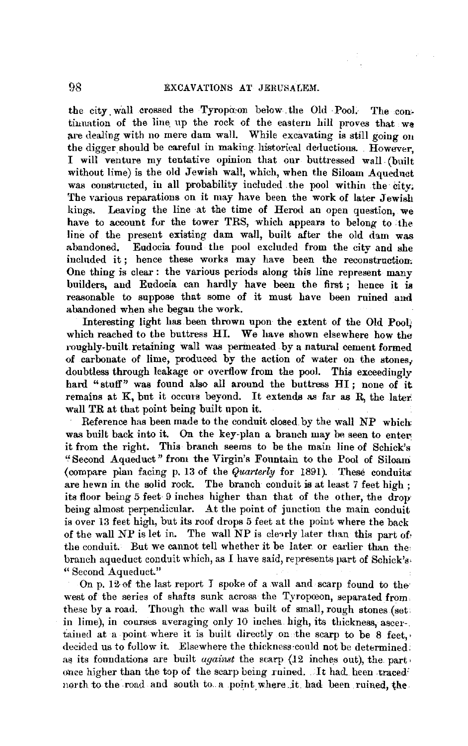the city wall crossed the Tyropœon below the Old Pool. The continuation of the line up the rock of the eastern hill proves that we are dealing with no mere dam wall. While excavating is still going on the digger should be careful in making historical deductions. However, I will venture my tentative opinion that our buttressed wall (built without lime) is the old Jewish wall, which, when the Siloam Aqueduct was constructed, in all probability included the pool within the city. The various reparations on it may have been the work of later Jewish kings. Leaving the line at the time of Herod an open question, we have to account for the tower TRS, which appears to belong to the line of the present existing dam wall, built after the old dam was abandoned. Eudocia found the pool excluded from the city and she included it; hence these works may have been the reconstruction. One thing is clear: the various periods along this line represent many builders, and Eudocia can hardly have been the first; hence it is reasonable to suppose that some of it must have been ruined and abandoned when she began the work.

Interesting light has been thrown upon the extent of the Old Pool, which reached to the buttress HI. We have shown elsewhere how the roughly-built retaining wall was permeated by a natural cement formed of carbonate of lime, produced by the action of water on the stones, doubtless through leakage or overflow from the pool. This exceedingly hard "stuff" was found also all around the buttress HI; none of it remains at K, but it occurs beyond. It extends as far as R, the later wall TR at that point being built upon it.

Reference has been made to the conduit closed by the wall NP which was built back into it. On the key-plan a branch may be seen to enter it from the right. This branch seems to be the main line of Schick's "Second Aqueduct" from the Virgin's Fountain to the Pool of Siloam (compare plan facing p. 13 of the *Quarterly* for 1891). These conduits are hewn in the solid rock. The branch conduit is at least 7 feet high; its floor being 5 feet 9 inches higher than that of the other, the drop being almost perpendicular. At the point of junction the main conduit is over 13 feet high, but its roof drops 5 feet at the point where the back of the wall NP is let in. The wall NP is clearly later than this part of the conduit. But we cannot tell whether it be later or earlier than the branch aqueduct conduit which, as I have said, represents part of Schick's "Second Aqueduct."

On p. 12 of the last report I spoke of a wall and scarp found to the west of the series of shafts sunk across the Tyropœon, separated from these by a road. Though the wall was built of small, rough stones (set in lime), in courses averaging only 10 inches high, its thickness, ascertained at a point where it is built directly on the scarp to be 8 feet, decided us to follow it. Elsewhere the thickness could not be determined as its foundations are built *against* the scarp (12 inches out), the part once higher than the top of the scarp being ruined. It had been traced north to the road and south to a point where it had been ruined, the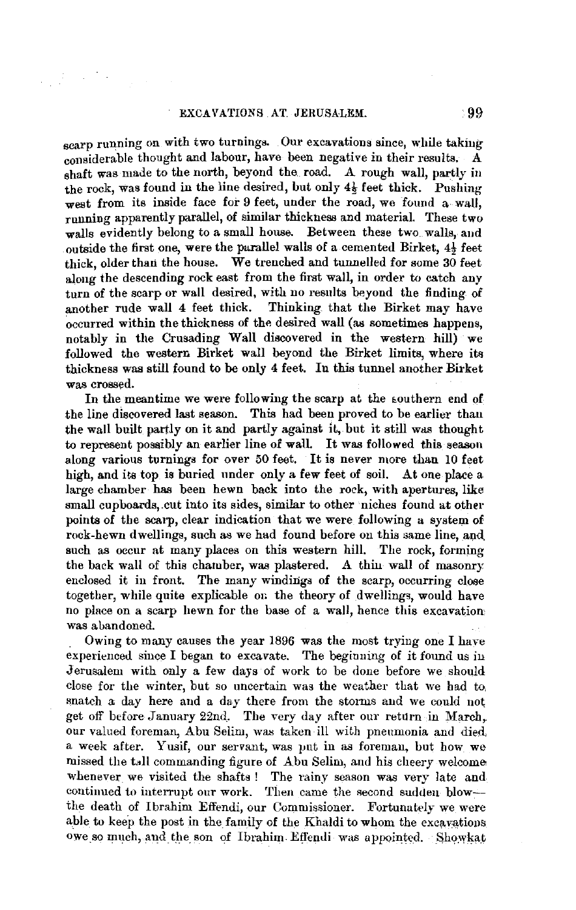scarp running on with two turnings. Our excavations since, while taking considerable thought and labour, have been negative in their results. A shaft was made to the north, beyond the road. A rough wall, partly in the rock, was found in the line desired, but only 4½ feet thick. Pushing west from its inside face for 9 feet, under the road, we found a wall, running apparently parallel, of similar thickness and material. These two walls evidently belong to a small house. Between these two walls, and outside the first one, were the parallel walls of a cemented Birket, 4½ feet thick, older than the house. We trenched and tunnelled for some 30 feet along the descending rock east from the first wall, in order to catch any turn of the scarp or wall desired, with no results beyond the finding of another rude wall 4 feet thick. Thinking that the Birket may have occurred within the thickness of the desired wall (as sometimes happens, notably in the Crusading Wall discovered in the western hill) we followed the western Birket wall beyond the Birket limits, where its thickness was still found to be only 4 feet. In this tunnel another Birket was crossed.

In the meantime we were following the scarp at the southern end of the line discovered last season. This had been proved to be earlier than the wall built partly on it and partly against it, but it still was thought to represent possibly an earlier line of wall. It was followed this season along various turnings for over 50 feet. It is never more than 10 feet high, and its top is buried under only a few feet of soil. At one place a large chamber has been hewn back into the rock, with apertures, like small cupboards, cut into its sides, similar to other niches found at other points of the scarp, clear indication that we were following a system of rock-hewn dwellings, such as we had found before on this same line, and such as occur at many places on this western hill. The rock, forming the back wall of this chamber, was plastered. A thin wall of masonry enclosed it in front. The many windings of the scarp, occurring close together, while quite explicable on the theory of dwellings, would have no place on a scarp hewn for the base of a wall, hence this excavation was abandoned.

Owing to many causes the year 1896 was the most trying one I have experienced since I began to excavate. The beginning of it found us in Jerusalem with only a few days of work to be done before we should close for the winter, but so uncertain was the weather that we had to snatch a day here and a day there from the storms and we could not get off before January 22nd. The very day after our return in March, our valued foreman, Abu Selim, was taken ill with pneumonia and died a week after. Yusif, our servant, was put in as foreman, but how we missed the tall commanding figure of Abu Selim, and his cheery welcome whenever we visited the shafts! The rainy season was very late and continued to interrupt our work. Then came the second sudden blow—the death of Ibrahim Effendi, our Commissioner. Fortunately we were able to keep the post in the family of the Khaldi to whom the excavations owe so much, and the son of Ibrahim Effendi was appointed. Showkat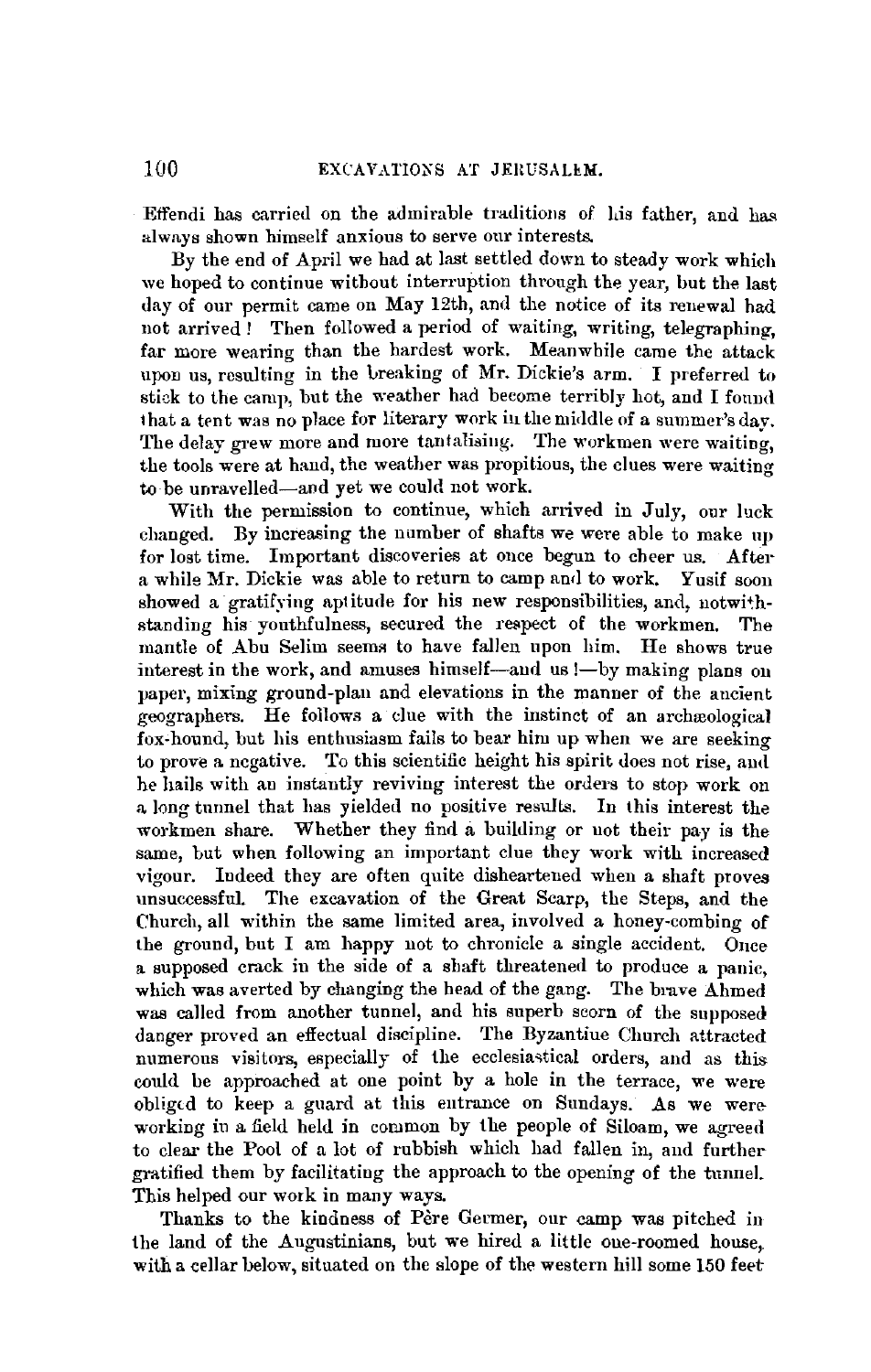Effendi has carried on the admirable traditions of his father, and has always shown himself anxious to serve our interests.

By the end of April we had at last settled down to steady work which we hoped to continue without interruption through the year, but the last day of our permit came on May 12th, and the notice of its renewal had not arrived! Then followed a period of waiting, writing, telegraphing, far more wearing than the hardest work. Meanwhile came the attack upon us, resulting in the breaking of Mr. Dickie's arm. I preferred to stick to the camp, but the weather had become terribly hot, and I found that a tent was no place for literary work in the middle of a summer's day. The delay grew more and more tantalising. The workmen were waiting, the tools were at hand, the weather was propitious, the clues were waiting to be unravelled—and yet we could not work.

With the permission to continue, which arrived in July, our luck changed. By increasing the number of shafts we were able to make up for lost time. Important discoveries at once begun to cheer us. After a while Mr. Dickie was able to return to camp and to work. Yusif soon showed a gratifying aptitude for his new responsibilities, and, notwithstanding his youthfulness, secured the respect of the workmen. The mantle of Abu Selim seems to have fallen upon him. He shows true interest in the work, and amuses himself—and us!—by making plans on paper, mixing ground-plan and elevations in the manner of the ancient geographers. He follows a clue with the instinct of an archæological fox-hound, but his enthusiasm fails to bear him up when we are seeking to prove a negative. To this scientific height his spirit does not rise, and he hails with an instantly reviving interest the orders to stop work on a long tunnel that has yielded no positive results. In this interest the workmen share. Whether they find a building or not their pay is the same, but when following an important clue they work with increased vigour. Indeed they are often quite disheartened when a shaft proves unsuccessful. The excavation of the Great Scarp, the Steps, and the Church, all within the same limited area, involved a honey-combing of the ground, but I am happy not to chronicle a single accident. Once a supposed crack in the side of a shaft threatened to produce a panic, which was averted by changing the head of the gang. The brave Ahmed was called from another tunnel, and his superb scorn of the supposed danger proved an effectual discipline. The Byzantine Church attracted numerous visitors, especially of the ecclesiastical orders, and as this could be approached at one point by a hole in the terrace, we were obliged to keep a guard at this entrance on Sundays. As we were working in a field held in common by the people of Siloam, we agreed to clear the Pool of a lot of rubbish which had fallen in, and further gratified them by facilitating the approach to the opening of the tunnel. This helped our work in many ways.

Thanks to the kindness of Père Germer, our camp was pitched in the land of the Augustinians, but we hired a little one-roomed house, with a cellar below, situated on the slope of the western hill some 150 feet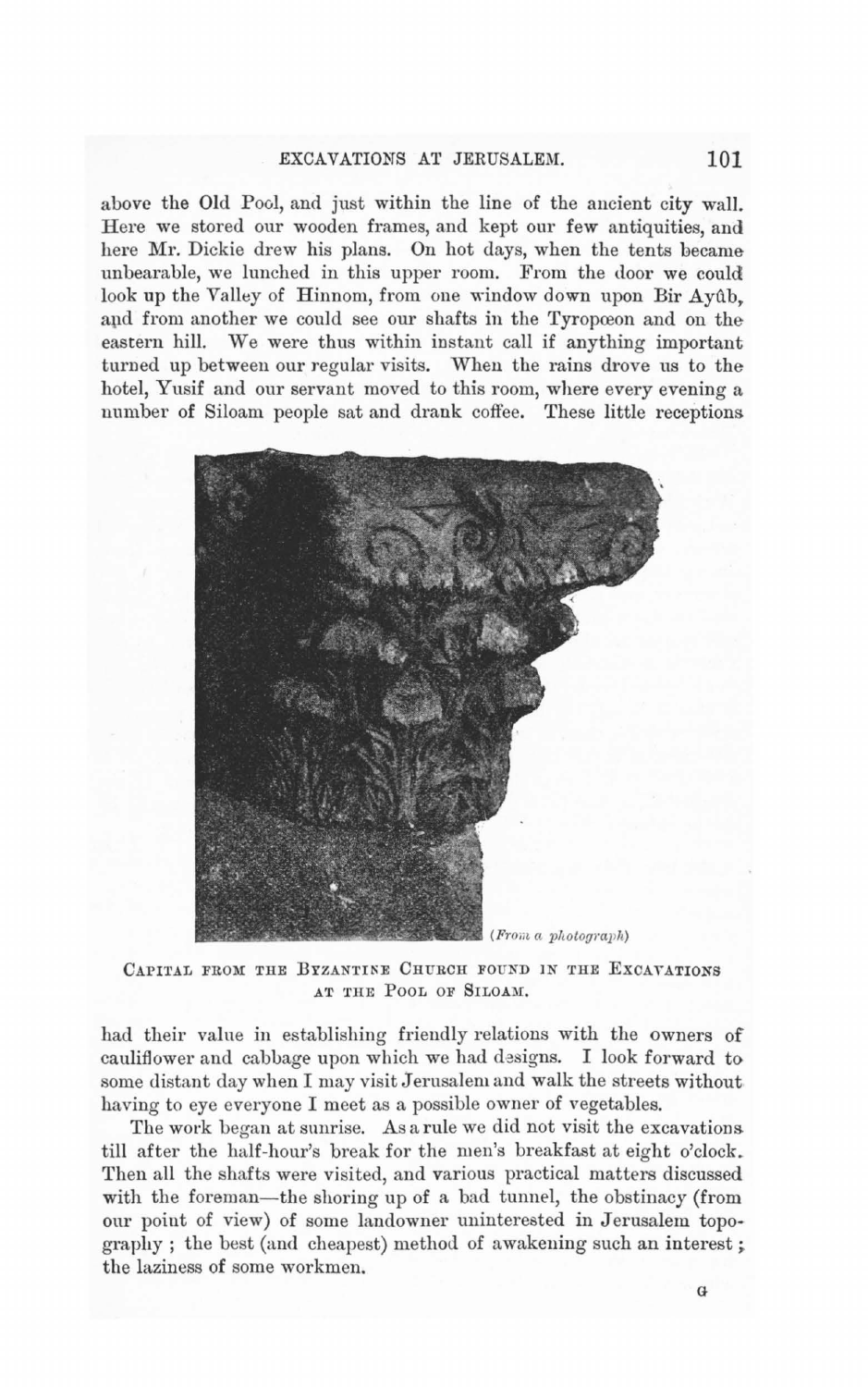above the Old Pool, and just within the line of the ancient city wall. Here we stored our wooden frames, and kept our few antiquities, and here Mr. Dickie drew his plans. On hot days, when the tents became unbearable, we lunched in this upper room. From the door we could look up the Valley of Hinnom, from one window down upon Bir Ayûb, and from another we could see our shafts in the Tyropœon and on the eastern hill. We were thus within instant call if anything important turned up between our regular visits. When the rains drove us to the hotel, Yusif and our servant moved to this room, where every evening a number of Siloam people sat and drank coffee. These little receptions

*(From a photograph)*

CAPITAL FROM THE BYZANTINE CHURCH FOUND IN THE EXCAVATIONS AT THE POOL OF SILOAM.

had their value in establishing friendly relations with the owners of cauliflower and cabbage upon which we had designs. I look forward to some distant day when I may visit Jerusalem and walk the streets without having to eye everyone I meet as a possible owner of vegetables.

The work began at sunrise. As a rule we did not visit the excavations till after the half-hour's break for the men's breakfast at eight o'clock. Then all the shafts were visited, and various practical matters discussed with the foreman—the shoring up of a bad tunnel, the obstinacy (from our point of view) of some landowner uninterested in Jerusalem topography; the best (and cheapest) method of awakening such an interest; the laziness of some workmen.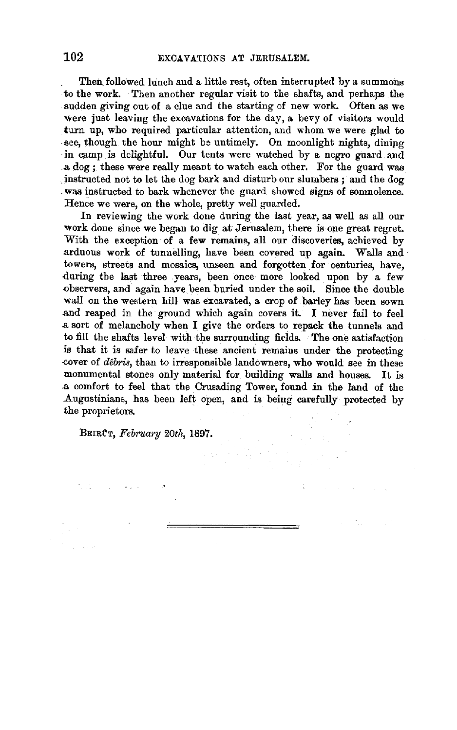Then followed lunch and a little rest, often interrupted by a summons to the work. Then another regular visit to the shafts, and perhaps the sudden giving out of a clue and the starting of new work. Often as we were just leaving the excavations for the day, a bevy of visitors would turn up, who required particular attention, and whom we were glad to see, though the hour might be untimely. On moonlight nights, dining in camp is delightful. Our tents were watched by a negro guard and a dog; these were really meant to watch each other. For the guard was instructed not to let the dog bark and disturb our slumbers; and the dog was instructed to bark whenever the guard showed signs of somnolence. Hence we were, on the whole, pretty well guarded.

In reviewing the work done during the last year, as well as all our work done since we began to dig at Jerusalem, there is one great regret. With the exception of a few remains, all our discoveries, achieved by arduous work of tunnelling, have been covered up again. Walls and towers, streets and mosaics, unseen and forgotten for centuries, have, during the last three years, been once more looked upon by a few observers, and again have been buried under the soil. Since the double wall on the western hill was excavated, a crop of barley has been sown and reaped in the ground which again covers it. I never fail to feel a sort of melancholy when I give the orders to repack the tunnels and to fill the shafts level with the surrounding fields. The one satisfaction is that it is safer to leave these ancient remains under the protecting cover of *débris*, than to irresponsible landowners, who would see in these monumental stones only material for building walls and houses. It is a comfort to feel that the Crusading Tower, found in the land of the Augustinians, has been left open, and is being carefully protected by the proprietors.

BEIRÛT, *February 20th*, 1897.